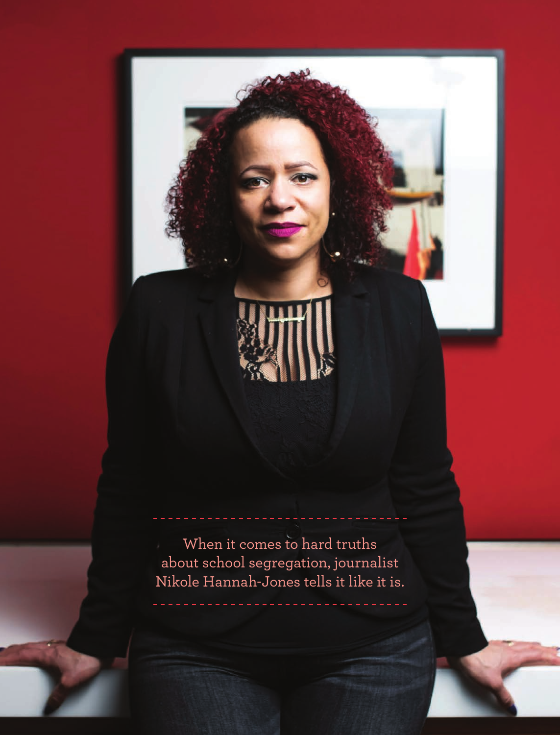When it comes to hard truths about school segregation, journalist Nikole Hannah-Jones tells it like it is.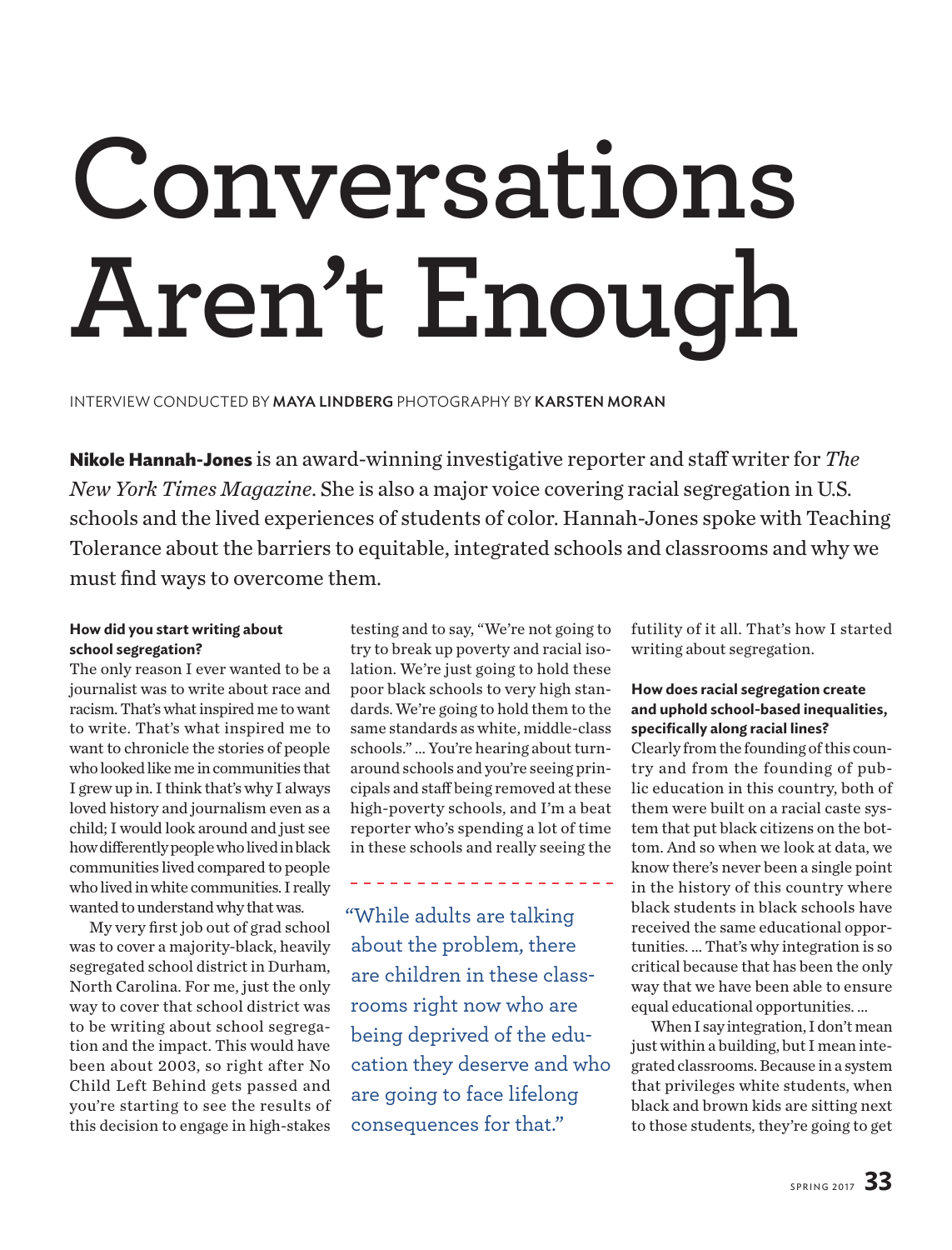# Conversations Aren't Enough

INTERVIEW CONDUCTED BY **MAYA LINDBERG** PHOTOGRAPHY BY **KARSTEN MORAN**

**Nikole Hannah-Jones** is an award-winning investigative reporter and staff writer for *The New York Times Magazine*. She is also a major voice covering racial segregation in U.S. schools and the lived experiences of students of color. Hannah-Jones spoke with Teaching Tolerance about the barriers to equitable, integrated schools and classrooms and why we must find ways to overcome them.

**How did you start writing about school segregation?**

The only reason I ever wanted to be a journalist was to write about race and racism. That's what inspired me to want to write. That's what inspired me to want to chronicle the stories of people who looked like me in communities that I grew up in. I think that's why I always loved history and journalism even as a child; I would look around and just see how differently people who lived in black communities lived compared to people who lived in white communities. I really wanted to understand why that was.

My very first job out of grad school was to cover a majority-black, heavily segregated school district in Durham, North Carolina. For me, just the only way to cover that school district was to be writing about school segregation and the impact. This would have been about 2003, so right after No Child Left Behind gets passed and you're starting to see the results of this decision to engage in high-stakes testing and to say, "We're not going to try to break up poverty and racial isolation. We're just going to hold these poor black schools to very high standards. We're going to hold them to the same standards as white, middle-class schools." ... You're hearing about turnaround schools and you're seeing principals and staff being removed at these high-poverty schools, and I'm a beat reporter who's spending a lot of time in these schools and really seeing the futility of it all. That's how I started writing about segregation.

> "While adults are talking about the problem, there are children in these classrooms right now who are being deprived of the education they deserve and who are going to face lifelong consequences for that."

**How does racial segregation create and uphold school-based inequalities, specifically along racial lines?**

Clearly from the founding of this country and from the founding of public education in this country, both of them were built on a racial caste system that put black citizens on the bottom. And so when we look at data, we know there's never been a single point in the history of this country where black students in black schools have received the same educational opportunities. ... That's why integration is so critical because that has been the only way that we have been able to ensure equal educational opportunities. ...

When I say integration, I don't mean just within a building, but I mean integrated classrooms. Because in a system that privileges white students, when black and brown kids are sitting next to those students, they're going to get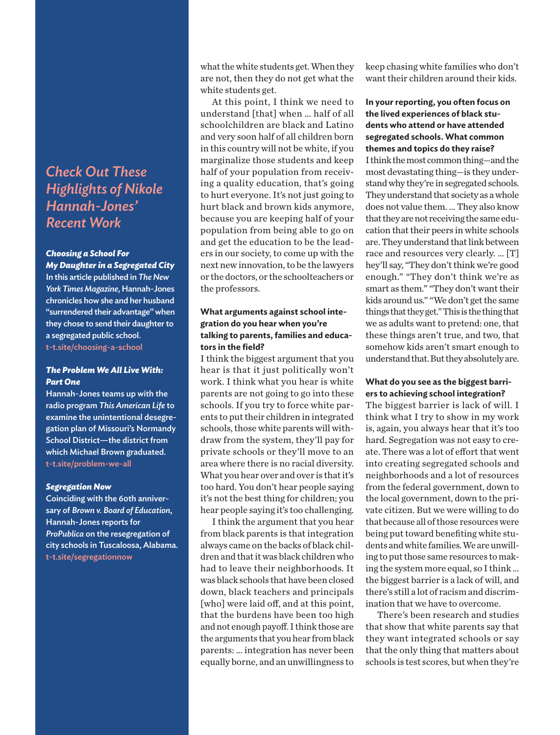what the white students get. When they are not, then they do not get what the white students get.

At this point, I think we need to understand [that] when … half of all schoolchildren are black and Latino and very soon half of all children born in this country will not be white, if you marginalize those students and keep half of your population from receiving a quality education, that's going to hurt everyone. It's not just going to hurt black and brown kids anymore, because you are keeping half of your population from being able to go on and get the education to be the leaders in our society, to come up with the next new innovation, to be the lawyers or the doctors, or the schoolteachers or the professors.

**What arguments against school integration do you hear when you're talking to parents, families and educators in the field?**

I think the biggest argument that you hear is that it just politically won't work. I think what you hear is white parents are not going to go into these schools. If you try to force white parents to put their children in integrated schools, those white parents will withdraw from the system, they'll pay for private schools or they'll move to an area where there is no racial diversity. What you hear over and over is that it's too hard. You don't hear people saying it's not the best thing for children; you hear people saying it's too challenging.

I think the argument that you hear from black parents is that integration always came on the backs of black children and that it was black children who had to leave their neighborhoods. It was black schools that have been closed down, black teachers and principals [who] were laid off, and at this point, that the burdens have been too high and not enough payoff. I think those are the arguments that you hear from black parents: … integration has never been equally borne, and an unwillingness to keep chasing white families who don't want their children around their kids.

**In your reporting, you often focus on the lived experiences of black students who attend or have attended segregated schools. What common themes and topics do they raise?**

I think the most common thing—and the most devastating thing—is they understand why they're in segregated schools. They understand that society as a whole does not value them. … They also know that they are not receiving the same education that their peers in white schools are. They understand that link between race and resources very clearly. … [T]hey'll say, "They don't think we're good enough." "They don't think we're as smart as them." "They don't want their kids around us." "We don't get the same things that they get." This is the thing that we as adults want to pretend: one, that these things aren't true, and two, that somehow kids aren't smart enough to understand that. But they absolutely are.

**What do you see as the biggest barriers to achieving school integration?**

The biggest barrier is lack of will. I think what I try to show in my work is, again, you always hear that it's too hard. Segregation was not easy to create. There was a lot of effort that went into creating segregated schools and neighborhoods and a lot of resources from the federal government, down to the local government, down to the private citizen. But we were willing to do that because all of those resources were being put toward benefiting white students and white families. We are unwilling to put those same resources to making the system more equal, so I think … the biggest barrier is a lack of will, and there's still a lot of racism and discrimination that we have to overcome.

There's been research and studies that show that white parents say that they want integrated schools or say that the only thing that matters about schools is test scores, but when they're

## *Check Out These Highlights of Nikole Hannah-Jones' Recent Work*

***Choosing a School For My Daughter in a Segregated City***

**In this article published in *The New York Times Magazine*, Hannah-Jones chronicles how she and her husband "surrendered their advantage" when they chose to send their daughter to a segregated public school.**
**t-t.site/choosing-a-school**

***The Problem We All Live With: Part One***

**Hannah-Jones teams up with the radio program *This American Life* to examine the unintentional desegregation plan of Missouri's Normandy School District—the district from which Michael Brown graduated.**
**t-t.site/problem-we-all**

***Segregation Now***

**Coinciding with the 60th anniversary of *Brown v. Board of Education*, Hannah-Jones reports for *ProPublica* on the resegregation of city schools in Tuscaloosa, Alabama.**
**t-t.site/segregationnow**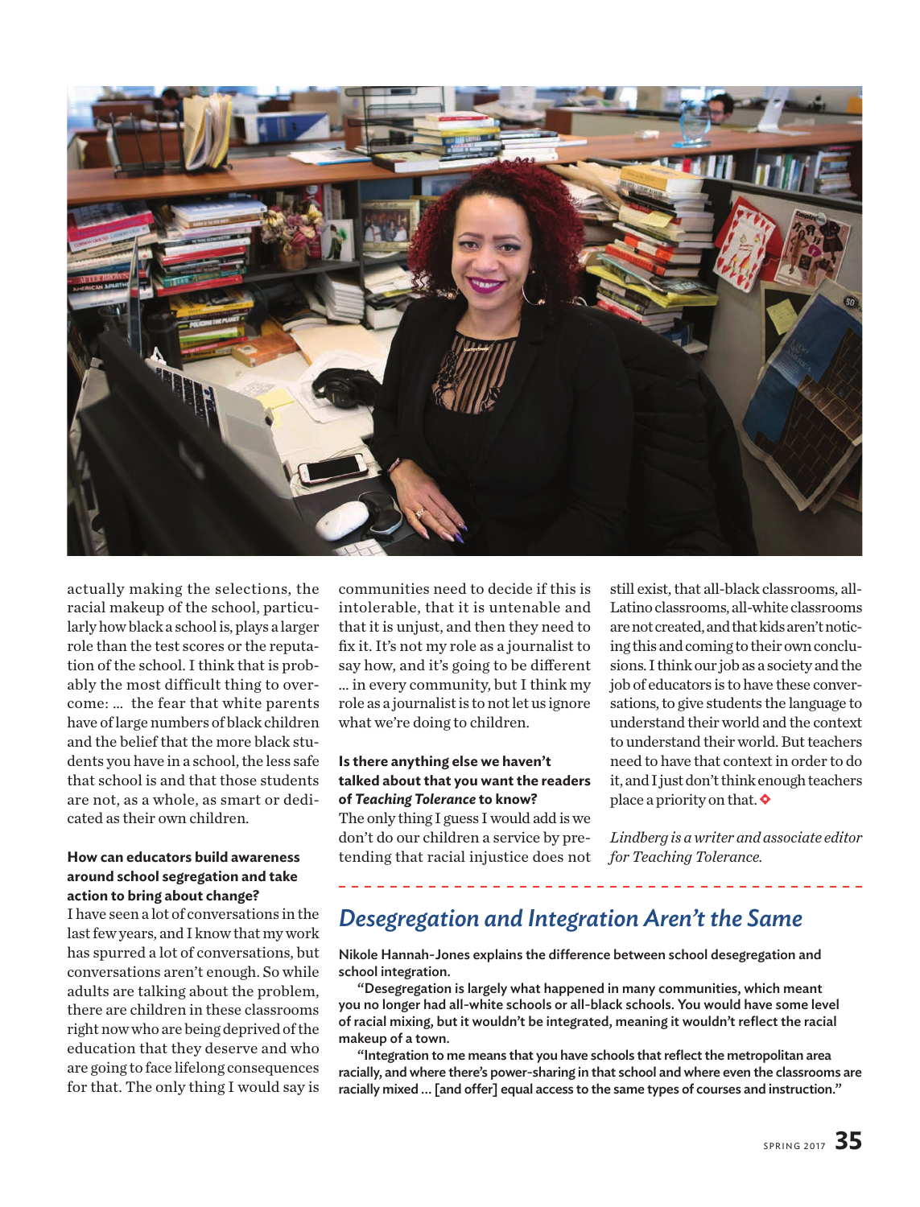actually making the selections, the racial makeup of the school, particularly how black a school is, plays a larger role than the test scores or the reputation of the school. I think that is probably the most difficult thing to overcome: ... the fear that white parents have of large numbers of black children and the belief that the more black students you have in a school, the less safe that school is and that those students are not, as a whole, as smart or dedicated as their own children.

**How can educators build awareness around school segregation and take action to bring about change?**

I have seen a lot of conversations in the last few years, and I know that my work has spurred a lot of conversations, but conversations aren't enough. So while adults are talking about the problem, there are children in these classrooms right now who are being deprived of the education that they deserve and who are going to face lifelong consequences for that. The only thing I would say is communities need to decide if this is intolerable, that it is untenable and that it is unjust, and then they need to fix it. It's not my role as a journalist to say how, and it's going to be different ... in every community, but I think my role as a journalist is to not let us ignore what we're doing to children.

**Is there anything else we haven't talked about that you want the readers of *Teaching Tolerance* to know?**

The only thing I guess I would add is we don't do our children a service by pretending that racial injustice does not still exist, that all-black classrooms, all-Latino classrooms, all-white classrooms are not created, and that kids aren't noticing this and coming to their own conclusions. I think our job as a society and the job of educators is to have these conversations, to give students the language to understand their world and the context to understand their world. But teachers need to have that context in order to do it, and I just don't think enough teachers place a priority on that.

*Lindberg is a writer and associate editor for Teaching Tolerance.*

## Desegregation and Integration Aren't the Same

**Nikole Hannah-Jones explains the difference between school desegregation and school integration.**

**"Desegregation is largely what happened in many communities, which meant you no longer had all-white schools or all-black schools. You would have some level of racial mixing, but it wouldn't be integrated, meaning it wouldn't reflect the racial makeup of a town.**

**"Integration to me means that you have schools that reflect the metropolitan area racially, and where there's power-sharing in that school and where even the classrooms are racially mixed ... [and offer] equal access to the same types of courses and instruction."**